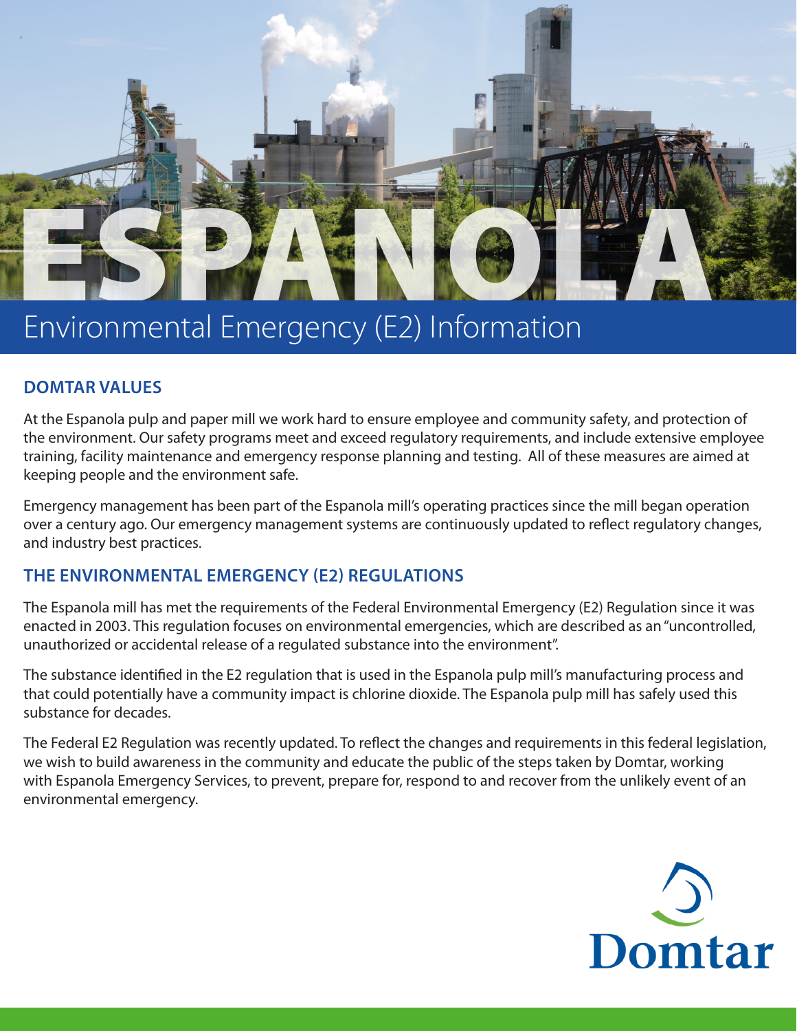# ESPANOLA

## Environmental Emergency (E2) Information

### DOMTAR VALUES

At the Espanola pulp and paper mill we work hard to ensure employee and community safety, and protection of the environment. Our safety programs meet and exceed regulatory requirements, and include extensive employee training, facility maintenance and emergency response planning and testing. All of these measures are aimed at keeping people and the environment safe.

Emergency management has been part of the Espanola mill's operating practices since the mill began operation over a century ago. Our emergency management systems are continuously updated to reflect regulatory changes, and industry best practices.

### THE ENVIRONMENTAL EMERGENCY (E2) REGULATIONS

The Espanola mill has met the requirements of the Federal Environmental Emergency (E2) Regulation since it was enacted in 2003. This regulation focuses on environmental emergencies, which are described as an "uncontrolled, unauthorized or accidental release of a regulated substance into the environment".

The substance identified in the E2 regulation that is used in the Espanola pulp mill's manufacturing process and that could potentially have a community impact is chlorine dioxide. The Espanola pulp mill has safely used this substance for decades.

The Federal E2 Regulation was recently updated. To reflect the changes and requirements in this federal legislation, we wish to build awareness in the community and educate the public of the steps taken by Domtar, working with Espanola Emergency Services, to prevent, prepare for, respond to and recover from the unlikely event of an environmental emergency.

Domtar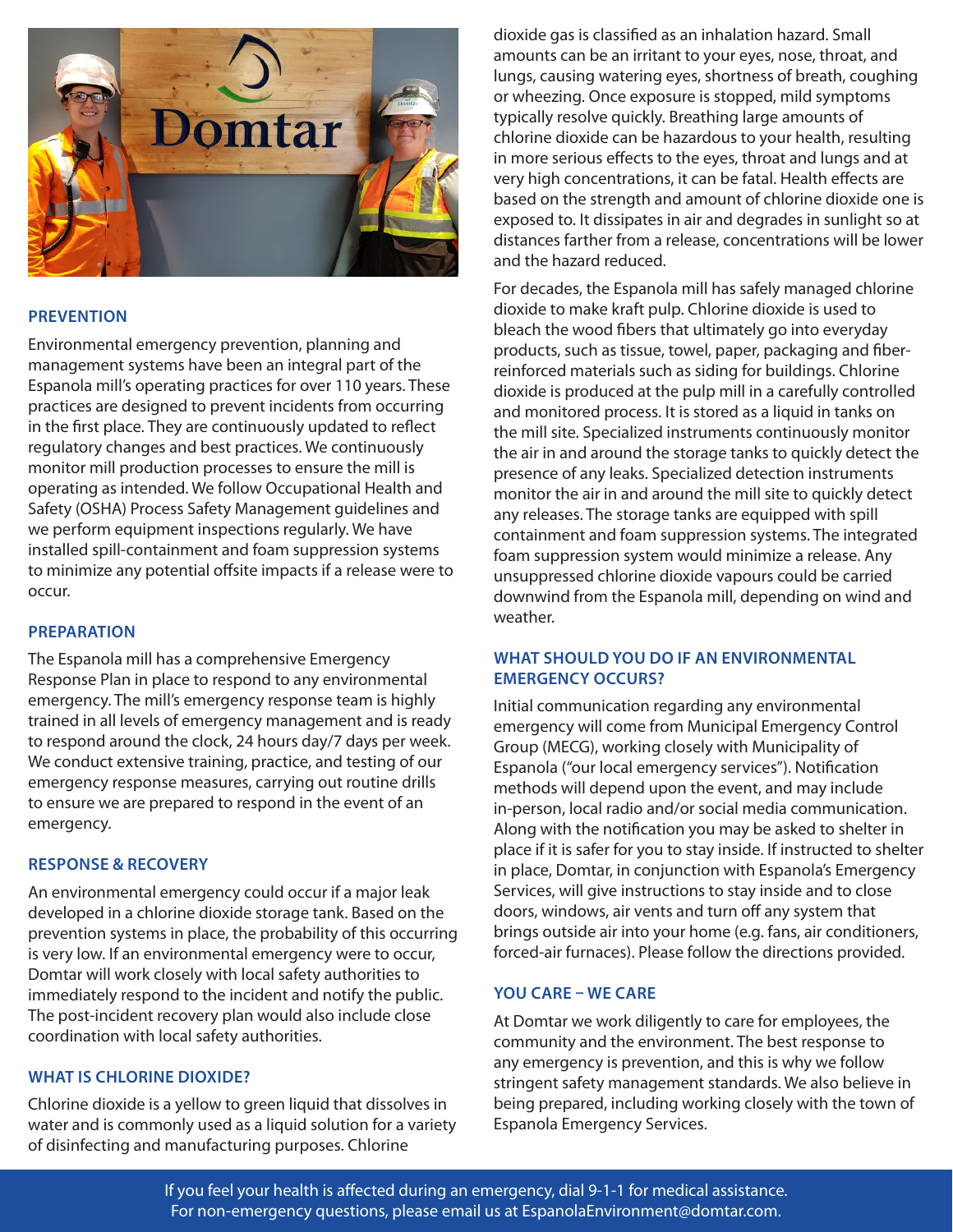## PREVENTION

Environmental emergency prevention, planning and management systems have been an integral part of the Espanola mill's operating practices for over 110 years. These practices are designed to prevent incidents from occurring in the first place. They are continuously updated to reflect regulatory changes and best practices. We continuously monitor mill production processes to ensure the mill is operating as intended. We follow Occupational Health and Safety (OSHA) Process Safety Management guidelines and we perform equipment inspections regularly. We have installed spill-containment and foam suppression systems to minimize any potential offsite impacts if a release were to occur.

## PREPARATION

The Espanola mill has a comprehensive Emergency Response Plan in place to respond to any environmental emergency. The mill's emergency response team is highly trained in all levels of emergency management and is ready to respond around the clock, 24 hours day/7 days per week. We conduct extensive training, practice, and testing of our emergency response measures, carrying out routine drills to ensure we are prepared to respond in the event of an emergency.

## RESPONSE & RECOVERY

An environmental emergency could occur if a major leak developed in a chlorine dioxide storage tank. Based on the prevention systems in place, the probability of this occurring is very low. If an environmental emergency were to occur, Domtar will work closely with local safety authorities to immediately respond to the incident and notify the public. The post-incident recovery plan would also include close coordination with local safety authorities.

## WHAT IS CHLORINE DIOXIDE?

Chlorine dioxide is a yellow to green liquid that dissolves in water and is commonly used as a liquid solution for a variety of disinfecting and manufacturing purposes. Chlorine dioxide gas is classified as an inhalation hazard. Small amounts can be an irritant to your eyes, nose, throat, and lungs, causing watering eyes, shortness of breath, coughing or wheezing. Once exposure is stopped, mild symptoms typically resolve quickly. Breathing large amounts of chlorine dioxide can be hazardous to your health, resulting in more serious effects to the eyes, throat and lungs and at very high concentrations, it can be fatal. Health effects are based on the strength and amount of chlorine dioxide one is exposed to. It dissipates in air and degrades in sunlight so at distances farther from a release, concentrations will be lower and the hazard reduced.

For decades, the Espanola mill has safely managed chlorine dioxide to make kraft pulp. Chlorine dioxide is used to bleach the wood fibers that ultimately go into everyday products, such as tissue, towel, paper, packaging and fiber-reinforced materials such as siding for buildings. Chlorine dioxide is produced at the pulp mill in a carefully controlled and monitored process. It is stored as a liquid in tanks on the mill site. Specialized instruments continuously monitor the air in and around the storage tanks to quickly detect the presence of any leaks. Specialized detection instruments monitor the air in and around the mill site to quickly detect any releases. The storage tanks are equipped with spill containment and foam suppression systems. The integrated foam suppression system would minimize a release. Any unsuppressed chlorine dioxide vapours could be carried downwind from the Espanola mill, depending on wind and weather.

## WHAT SHOULD YOU DO IF AN ENVIRONMENTAL EMERGENCY OCCURS?

Initial communication regarding any environmental emergency will come from Municipal Emergency Control Group (MECG), working closely with Municipality of Espanola ("our local emergency services"). Notification methods will depend upon the event, and may include in-person, local radio and/or social media communication. Along with the notification you may be asked to shelter in place if it is safer for you to stay inside. If instructed to shelter in place, Domtar, in conjunction with Espanola's Emergency Services, will give instructions to stay inside and to close doors, windows, air vents and turn off any system that brings outside air into your home (e.g. fans, air conditioners, forced-air furnaces). Please follow the directions provided.

## YOU CARE – WE CARE

At Domtar we work diligently to care for employees, the community and the environment. The best response to any emergency is prevention, and this is why we follow stringent safety management standards. We also believe in being prepared, including working closely with the town of Espanola Emergency Services.

If you feel your health is affected during an emergency, dial 9-1-1 for medical assistance.
For non-emergency questions, please email us at EspanolaEnvironment@domtar.com.